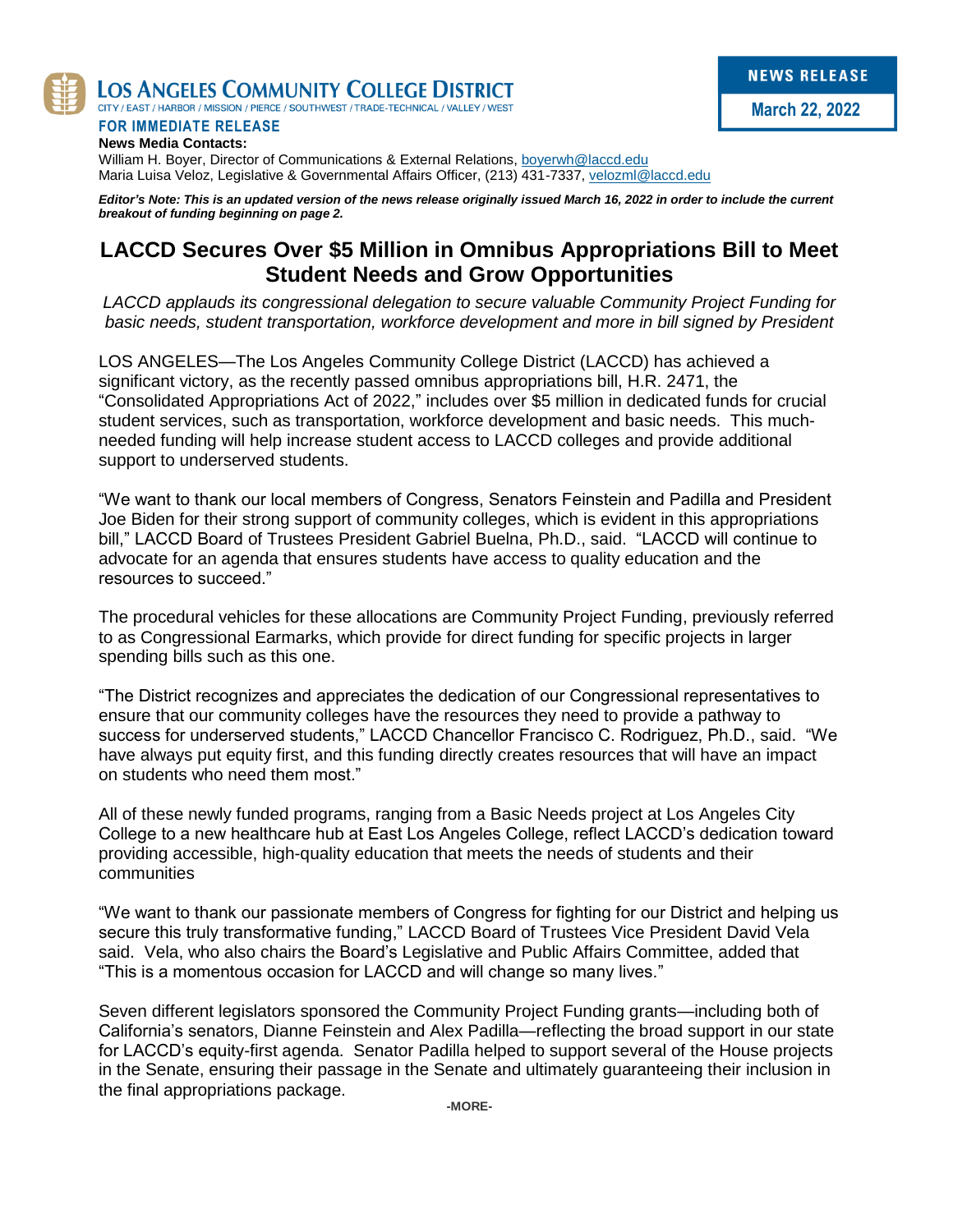**LOS ANGELES COMMUNITY COLLEGE DISTRICT**

CITY / EAST / HARBOR / MISSION / PIERCE / SOUTHWEST / TRADE-TECHNICAL / VALLEY / WEST

**NEWS RELEASE**

**March 22, 2022**

**FOR IMMEDIATE RELEASE**

**News Media Contacts:**

William H. Boyer, Director of Communications & External Relations, boyerwh@laccd.edu

Maria Luisa Veloz, Legislative & Governmental Affairs Officer, (213) 431-7337, velozml@laccd.edu

***Editor's Note: This is an updated version of the news release originally issued March 16, 2022 in order to include the current breakout of funding beginning on page 2.***

# LACCD Secures Over $5 Million in Omnibus Appropriations Bill to Meet Student Needs and Grow Opportunities

*LACCD applauds its congressional delegation to secure valuable Community Project Funding for basic needs, student transportation, workforce development and more in bill signed by President*

LOS ANGELES—The Los Angeles Community College District (LACCD) has achieved a significant victory, as the recently passed omnibus appropriations bill, H.R. 2471, the "Consolidated Appropriations Act of 2022," includes over $5 million in dedicated funds for crucial student services, such as transportation, workforce development and basic needs. This much-needed funding will help increase student access to LACCD colleges and provide additional support to underserved students.

"We want to thank our local members of Congress, Senators Feinstein and Padilla and President Joe Biden for their strong support of community colleges, which is evident in this appropriations bill," LACCD Board of Trustees President Gabriel Buelna, Ph.D., said. "LACCD will continue to advocate for an agenda that ensures students have access to quality education and the resources to succeed."

The procedural vehicles for these allocations are Community Project Funding, previously referred to as Congressional Earmarks, which provide for direct funding for specific projects in larger spending bills such as this one.

"The District recognizes and appreciates the dedication of our Congressional representatives to ensure that our community colleges have the resources they need to provide a pathway to success for underserved students," LACCD Chancellor Francisco C. Rodriguez, Ph.D., said. "We have always put equity first, and this funding directly creates resources that will have an impact on students who need them most."

All of these newly funded programs, ranging from a Basic Needs project at Los Angeles City College to a new healthcare hub at East Los Angeles College, reflect LACCD's dedication toward providing accessible, high-quality education that meets the needs of students and their communities

"We want to thank our passionate members of Congress for fighting for our District and helping us secure this truly transformative funding," LACCD Board of Trustees Vice President David Vela said. Vela, who also chairs the Board's Legislative and Public Affairs Committee, added that "This is a momentous occasion for LACCD and will change so many lives."

Seven different legislators sponsored the Community Project Funding grants—including both of California's senators, Dianne Feinstein and Alex Padilla—reflecting the broad support in our state for LACCD's equity-first agenda. Senator Padilla helped to support several of the House projects in the Senate, ensuring their passage in the Senate and ultimately guaranteeing their inclusion in the final appropriations package.

-MORE-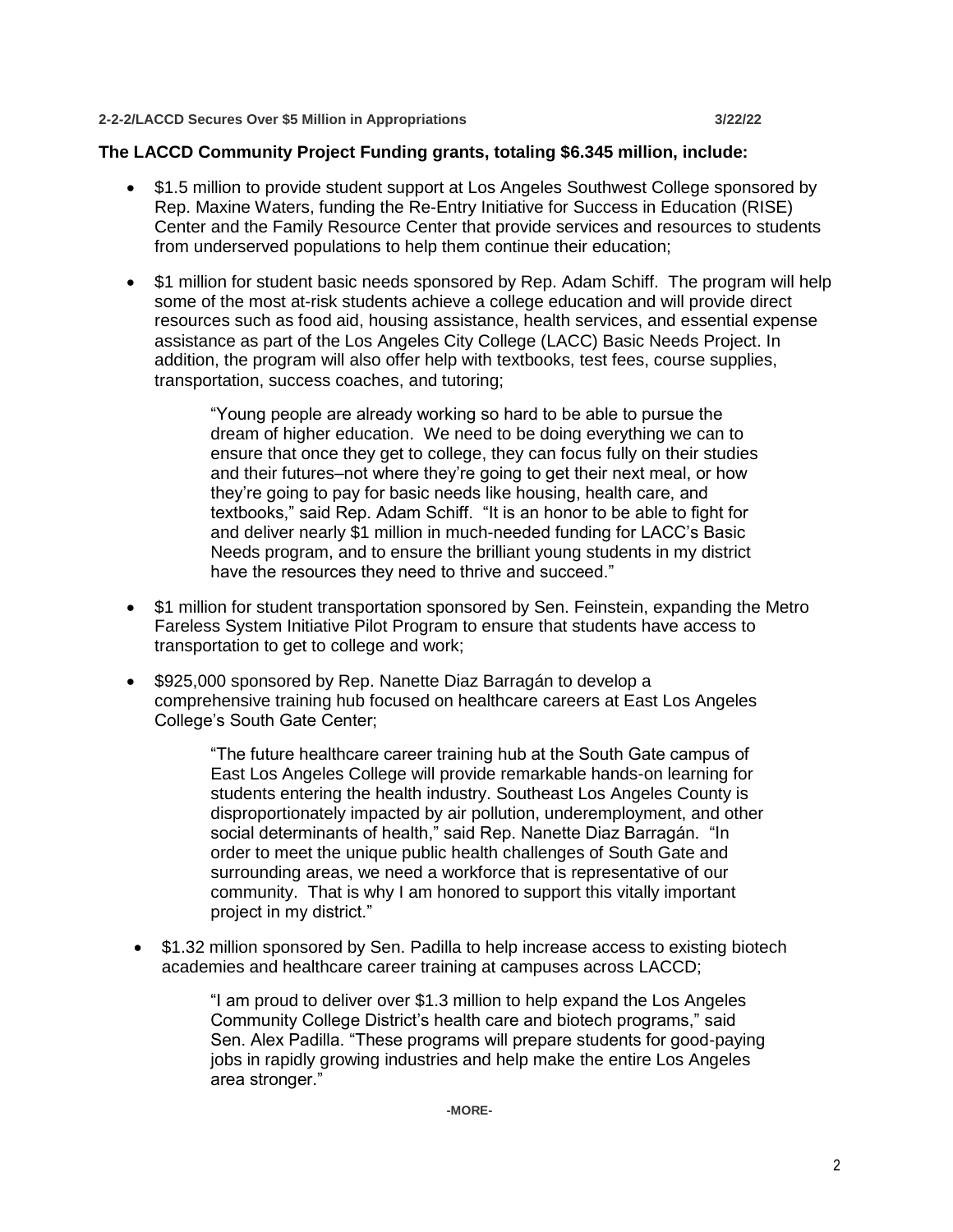**The LACCD Community Project Funding grants, totaling $6.345 million, include:**

- $1.5 million to provide student support at Los Angeles Southwest College sponsored by Rep. Maxine Waters, funding the Re-Entry Initiative for Success in Education (RISE) Center and the Family Resource Center that provide services and resources to students from underserved populations to help them continue their education;

- $1 million for student basic needs sponsored by Rep. Adam Schiff. The program will help some of the most at-risk students achieve a college education and will provide direct resources such as food aid, housing assistance, health services, and essential expense assistance as part of the Los Angeles City College (LACC) Basic Needs Project. In addition, the program will also offer help with textbooks, test fees, course supplies, transportation, success coaches, and tutoring;

  > "Young people are already working so hard to be able to pursue the dream of higher education. We need to be doing everything we can to ensure that once they get to college, they can focus fully on their studies and their futures–not where they're going to get their next meal, or how they're going to pay for basic needs like housing, health care, and textbooks," said Rep. Adam Schiff. "It is an honor to be able to fight for and deliver nearly $1 million in much-needed funding for LACC's Basic Needs program, and to ensure the brilliant young students in my district have the resources they need to thrive and succeed."

- $1 million for student transportation sponsored by Sen. Feinstein, expanding the Metro Fareless System Initiative Pilot Program to ensure that students have access to transportation to get to college and work;

- $925,000 sponsored by Rep. Nanette Diaz Barragán to develop a comprehensive training hub focused on healthcare careers at East Los Angeles College's South Gate Center;

  > "The future healthcare career training hub at the South Gate campus of East Los Angeles College will provide remarkable hands-on learning for students entering the health industry. Southeast Los Angeles County is disproportionately impacted by air pollution, underemployment, and other social determinants of health," said Rep. Nanette Diaz Barragán. "In order to meet the unique public health challenges of South Gate and surrounding areas, we need a workforce that is representative of our community. That is why I am honored to support this vitally important project in my district."

- $1.32 million sponsored by Sen. Padilla to help increase access to existing biotech academies and healthcare career training at campuses across LACCD;

  > "I am proud to deliver over $1.3 million to help expand the Los Angeles Community College District's health care and biotech programs," said Sen. Alex Padilla. "These programs will prepare students for good-paying jobs in rapidly growing industries and help make the entire Los Angeles area stronger."

-MORE-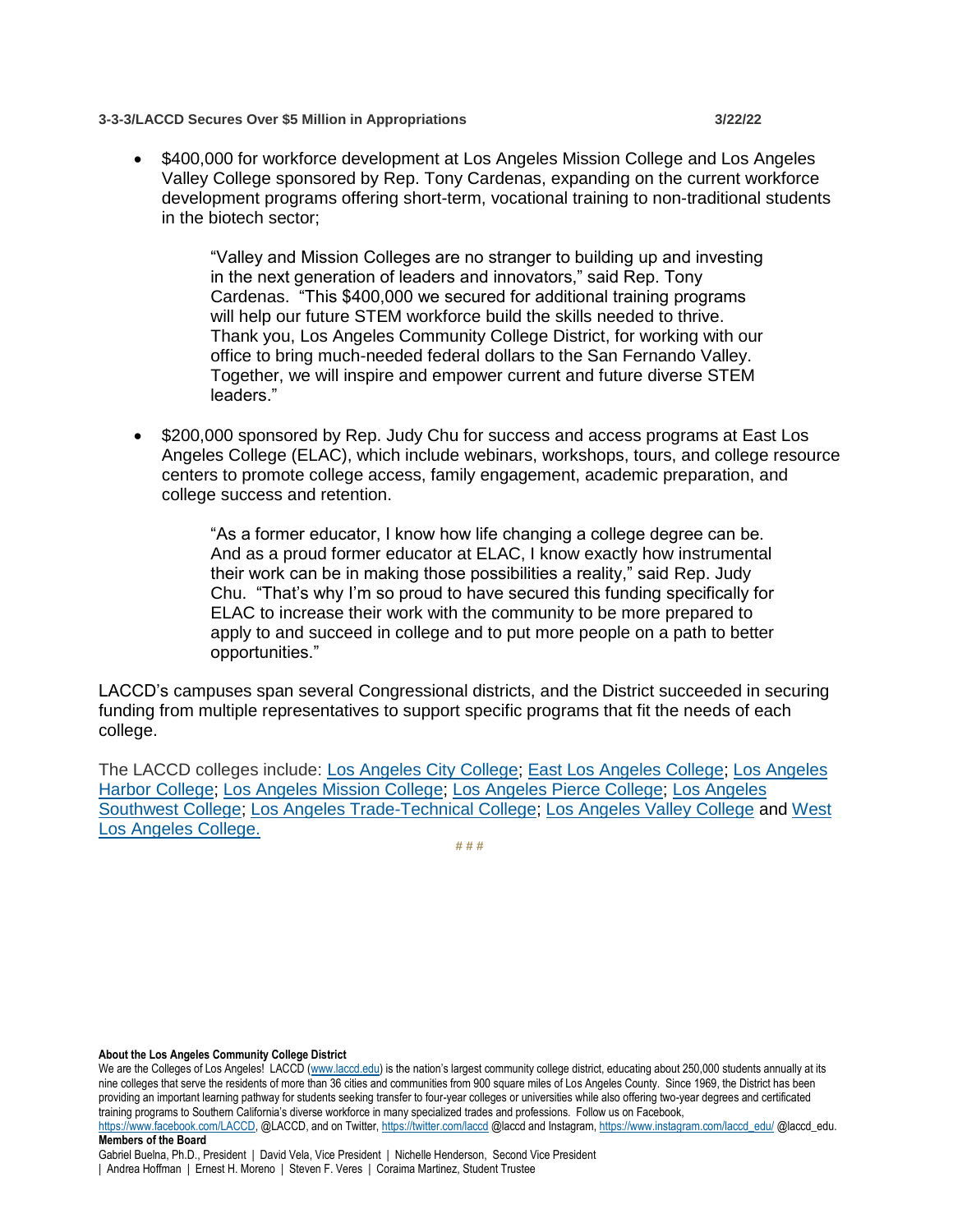- $400,000 for workforce development at Los Angeles Mission College and Los Angeles Valley College sponsored by Rep. Tony Cardenas, expanding on the current workforce development programs offering short-term, vocational training to non-traditional students in the biotech sector;

> "Valley and Mission Colleges are no stranger to building up and investing in the next generation of leaders and innovators," said Rep. Tony Cardenas. "This $400,000 we secured for additional training programs will help our future STEM workforce build the skills needed to thrive. Thank you, Los Angeles Community College District, for working with our office to bring much-needed federal dollars to the San Fernando Valley. Together, we will inspire and empower current and future diverse STEM leaders."

- $200,000 sponsored by Rep. Judy Chu for success and access programs at East Los Angeles College (ELAC), which include webinars, workshops, tours, and college resource centers to promote college access, family engagement, academic preparation, and college success and retention.

> "As a former educator, I know how life changing a college degree can be. And as a proud former educator at ELAC, I know exactly how instrumental their work can be in making those possibilities a reality," said Rep. Judy Chu. "That's why I'm so proud to have secured this funding specifically for ELAC to increase their work with the community to be more prepared to apply to and succeed in college and to put more people on a path to better opportunities."

LACCD's campuses span several Congressional districts, and the District succeeded in securing funding from multiple representatives to support specific programs that fit the needs of each college.

The LACCD colleges include: Los Angeles City College; East Los Angeles College; Los Angeles Harbor College; Los Angeles Mission College; Los Angeles Pierce College; Los Angeles Southwest College; Los Angeles Trade-Technical College; Los Angeles Valley College and West Los Angeles College.

# # #

**About the Los Angeles Community College District**

We are the Colleges of Los Angeles! LACCD (www.laccd.edu) is the nation's largest community college district, educating about 250,000 students annually at its nine colleges that serve the residents of more than 36 cities and communities from 900 square miles of Los Angeles County. Since 1969, the District has been providing an important learning pathway for students seeking transfer to four-year colleges or universities while also offering two-year degrees and certificated training programs to Southern California's diverse workforce in many specialized trades and professions. Follow us on Facebook, https://www.facebook.com/LACCD, @LACCD, and on Twitter, https://twitter.com/laccd @laccd and Instagram, https://www.instagram.com/laccd_edu/ @laccd_edu.

**Members of the Board**

Gabriel Buelna, Ph.D., President | David Vela, Vice President | Nichelle Henderson, Second Vice President | Andrea Hoffman | Ernest H. Moreno | Steven F. Veres | Coraima Martinez, Student Trustee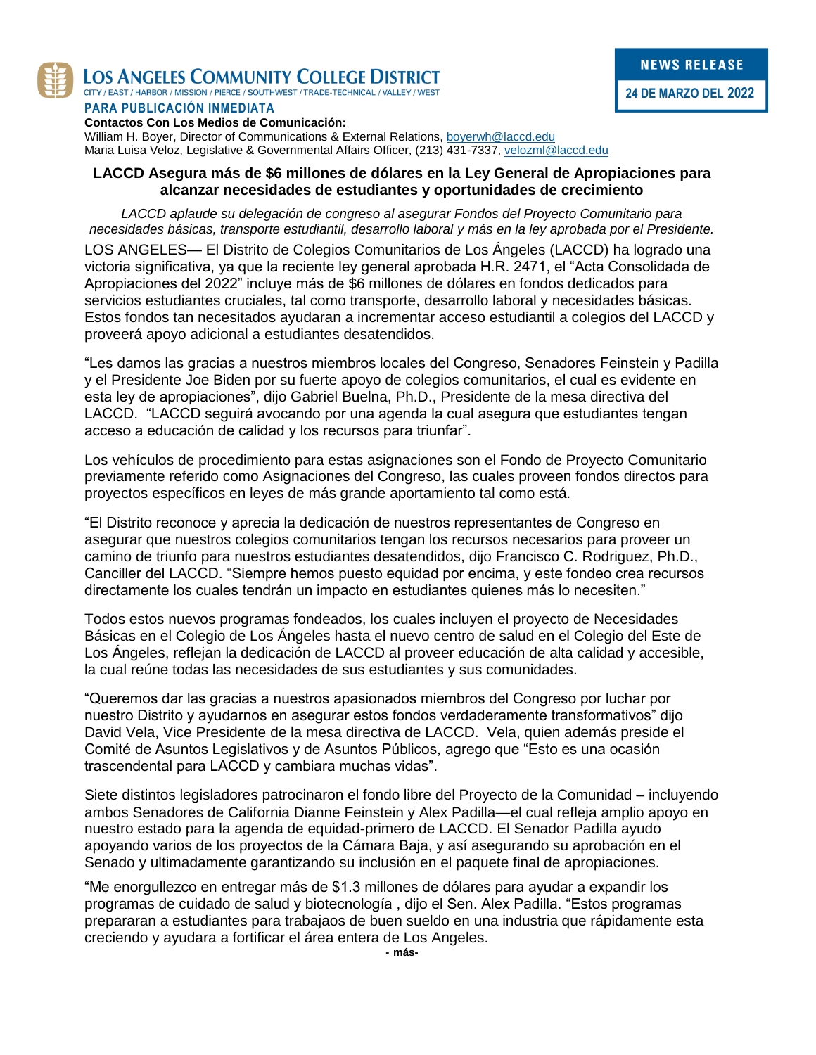**LOS ANGELES COMMUNITY COLLEGE DISTRICT**
CITY / EAST / HARBOR / MISSION / PIERCE / SOUTHWEST / TRADE-TECHNICAL / VALLEY / WEST

**NEWS RELEASE**

**24 DE MARZO DEL 2022**

**PARA PUBLICACIÓN INMEDIATA**

**Contactos Con Los Medios de Comunicación:**
William H. Boyer, Director of Communications & External Relations, boyerwh@laccd.edu
Maria Luisa Veloz, Legislative & Governmental Affairs Officer, (213) 431-7337, velozml@laccd.edu

## LACCD Asegura más de $6 millones de dólares en la Ley General de Apropiaciones para alcanzar necesidades de estudiantes y oportunidades de crecimiento

*LACCD aplaude su delegación de congreso al asegurar Fondos del Proyecto Comunitario para necesidades básicas, transporte estudiantil, desarrollo laboral y más en la ley aprobada por el Presidente.*

LOS ANGELES— El Distrito de Colegios Comunitarios de Los Ángeles (LACCD) ha logrado una victoria significativa, ya que la reciente ley general aprobada H.R. 2471, el "Acta Consolidada de Apropiaciones del 2022" incluye más de $6 millones de dólares en fondos dedicados para servicios estudiantes cruciales, tal como transporte, desarrollo laboral y necesidades básicas. Estos fondos tan necesitados ayudaran a incrementar acceso estudiantil a colegios del LACCD y proveerá apoyo adicional a estudiantes desatendidos.

"Les damos las gracias a nuestros miembros locales del Congreso, Senadores Feinstein y Padilla y el Presidente Joe Biden por su fuerte apoyo de colegios comunitarios, el cual es evidente en esta ley de apropiaciones", dijo Gabriel Buelna, Ph.D., Presidente de la mesa directiva del LACCD. "LACCD seguirá avocando por una agenda la cual asegura que estudiantes tengan acceso a educación de calidad y los recursos para triunfar".

Los vehículos de procedimiento para estas asignaciones son el Fondo de Proyecto Comunitario previamente referido como Asignaciones del Congreso, las cuales proveen fondos directos para proyectos específicos en leyes de más grande aportamiento tal como está.

"El Distrito reconoce y aprecia la dedicación de nuestros representantes de Congreso en asegurar que nuestros colegios comunitarios tengan los recursos necesarios para proveer un camino de triunfo para nuestros estudiantes desatendidos, dijo Francisco C. Rodriguez, Ph.D., Canciller del LACCD. "Siempre hemos puesto equidad por encima, y este fondeo crea recursos directamente los cuales tendrán un impacto en estudiantes quienes más lo necesiten."

Todos estos nuevos programas fondeados, los cuales incluyen el proyecto de Necesidades Básicas en el Colegio de Los Ángeles hasta el nuevo centro de salud en el Colegio del Este de Los Ángeles, reflejan la dedicación de LACCD al proveer educación de alta calidad y accesible, la cual reúne todas las necesidades de sus estudiantes y sus comunidades.

"Queremos dar las gracias a nuestros apasionados miembros del Congreso por luchar por nuestro Distrito y ayudarnos en asegurar estos fondos verdaderamente transformativos" dijo David Vela, Vice Presidente de la mesa directiva de LACCD. Vela, quien además preside el Comité de Asuntos Legislativos y de Asuntos Públicos, agrego que "Esto es una ocasión trascendental para LACCD y cambiara muchas vidas".

Siete distintos legisladores patrocinaron el fondo libre del Proyecto de la Comunidad – incluyendo ambos Senadores de California Dianne Feinstein y Alex Padilla—el cual refleja amplio apoyo en nuestro estado para la agenda de equidad-primero de LACCD. El Senador Padilla ayudo apoyando varios de los proyectos de la Cámara Baja, y así asegurando su aprobación en el Senado y ultimadamente garantizando su inclusión en el paquete final de apropiaciones.

"Me enorgullezco en entregar más de $1.3 millones de dólares para ayudar a expandir los programas de cuidado de salud y biotecnología , dijo el Sen. Alex Padilla. "Estos programas prepararan a estudiantes para trabajaos de buen sueldo en una industria que rápidamente esta creciendo y ayudara a fortificar el área entera de Los Angeles.

- más-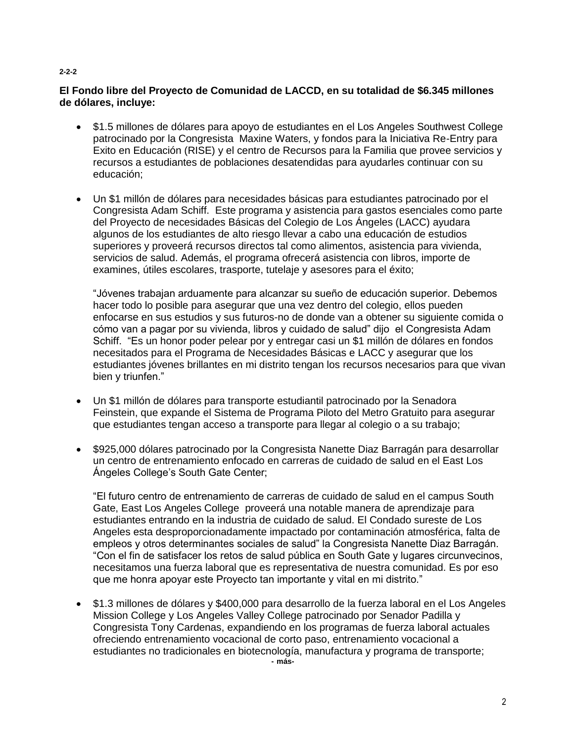2-2-2

**El Fondo libre del Proyecto de Comunidad de LACCD, en su totalidad de $6.345 millones de dólares, incluye:**

- $1.5 millones de dólares para apoyo de estudiantes en el Los Angeles Southwest College patrocinado por la Congresista Maxine Waters, y fondos para la Iniciativa Re-Entry para Exito en Educación (RISE) y el centro de Recursos para la Familia que provee servicios y recursos a estudiantes de poblaciones desatendidas para ayudarles continuar con su educación;

- Un $1 millón de dólares para necesidades básicas para estudiantes patrocinado por el Congresista Adam Schiff. Este programa y asistencia para gastos esenciales como parte del Proyecto de necesidades Básicas del Colegio de Los Ángeles (LACC) ayudara algunos de los estudiantes de alto riesgo llevar a cabo una educación de estudios superiores y proveerá recursos directos tal como alimentos, asistencia para vivienda, servicios de salud. Además, el programa ofrecerá asistencia con libros, importe de examines, útiles escolares, trasporte, tutelaje y asesores para el éxito;

  "Jóvenes trabajan arduamente para alcanzar su sueño de educación superior. Debemos hacer todo lo posible para asegurar que una vez dentro del colegio, ellos pueden enfocarse en sus estudios y sus futuros-no de donde van a obtener su siguiente comida o cómo van a pagar por su vivienda, libros y cuidado de salud" dijo el Congresista Adam Schiff. "Es un honor poder pelear por y entregar casi un $1 millón de dólares en fondos necesitados para el Programa de Necesidades Básicas e LACC y asegurar que los estudiantes jóvenes brillantes en mi distrito tengan los recursos necesarios para que vivan bien y triunfen."

- Un $1 millón de dólares para transporte estudiantil patrocinado por la Senadora Feinstein, que expande el Sistema de Programa Piloto del Metro Gratuito para asegurar que estudiantes tengan acceso a transporte para llegar al colegio o a su trabajo;

- $925,000 dólares patrocinado por la Congresista Nanette Diaz Barragán para desarrollar un centro de entrenamiento enfocado en carreras de cuidado de salud en el East Los Ángeles College's South Gate Center;

  "El futuro centro de entrenamiento de carreras de cuidado de salud en el campus South Gate, East Los Angeles College proveerá una notable manera de aprendizaje para estudiantes entrando en la industria de cuidado de salud. El Condado sureste de Los Angeles esta desproporcionadamente impactado por contaminación atmosférica, falta de empleos y otros determinantes sociales de salud" la Congresista Nanette Diaz Barragán. "Con el fin de satisfacer los retos de salud pública en South Gate y lugares circunvecinos, necesitamos una fuerza laboral que es representativa de nuestra comunidad. Es por eso que me honra apoyar este Proyecto tan importante y vital en mi distrito."

- $1.3 millones de dólares y $400,000 para desarrollo de la fuerza laboral en el Los Angeles Mission College y Los Angeles Valley College patrocinado por Senador Padilla y Congresista Tony Cardenas, expandiendo en los programas de fuerza laboral actuales ofreciendo entrenamiento vocacional de corto paso, entrenamiento vocacional a estudiantes no tradicionales en biotecnología, manufactura y programa de transporte;

- más-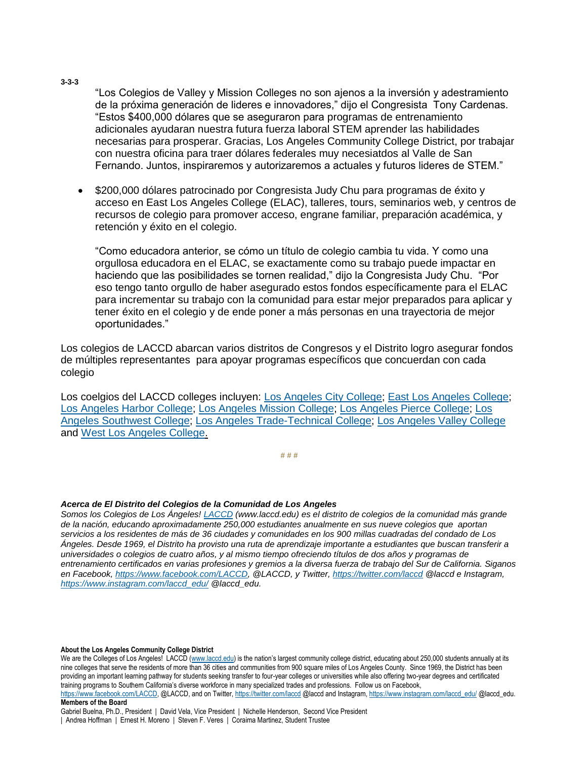3-3-3

"Los Colegios de Valley y Mission Colleges no son ajenos a la inversión y adestramiento de la próxima generación de lideres e innovadores," dijo el Congresista Tony Cardenas. "Estos $400,000 dólares que se aseguraron para programas de entrenamiento adicionales ayudaran nuestra futura fuerza laboral STEM aprender las habilidades necesarias para prosperar. Gracias, Los Angeles Community College District, por trabajar con nuestra oficina para traer dólares federales muy necesiatdos al Valle de San Fernando. Juntos, inspiraremos y autorizaremos a actuales y futuros lideres de STEM."

- $200,000 dólares patrocinado por Congresista Judy Chu para programas de éxito y acceso en East Los Angeles College (ELAC), talleres, tours, seminarios web, y centros de recursos de colegio para promover acceso, engrane familiar, preparación académica, y retención y éxito en el colegio.

  "Como educadora anterior, se cómo un título de colegio cambia tu vida. Y como una orgullosa educadora en el ELAC, se exactamente como su trabajo puede impactar en haciendo que las posibilidades se tornen realidad," dijo la Congresista Judy Chu. "Por eso tengo tanto orgullo de haber asegurado estos fondos específicamente para el ELAC para incrementar su trabajo con la comunidad para estar mejor preparados para aplicar y tener éxito en el colegio y de ende poner a más personas en una trayectoria de mejor oportunidades."

Los colegios de LACCD abarcan varios distritos de Congresos y el Distrito logro asegurar fondos de múltiples representantes para apoyar programas específicos que concuerdan con cada colegio

Los coelgios del LACCD colleges incluyen: Los Angeles City College; East Los Angeles College; Los Angeles Harbor College; Los Angeles Mission College; Los Angeles Pierce College; Los Angeles Southwest College; Los Angeles Trade-Technical College; Los Angeles Valley College and West Los Angeles College.

# # #

***Acerca de El Distrito del Colegios de la Comunidad de Los Angeles***

*Somos los Colegios de Los Ángeles! LACCD (www.laccd.edu) es el distrito de colegios de la comunidad más grande de la nación, educando aproximadamente 250,000 estudiantes anualmente en sus nueve colegios que aportan servicios a los residentes de más de 36 ciudades y comunidades en los 900 millas cuadradas del condado de Los Ángeles. Desde 1969, el Distrito ha provisto una ruta de aprendizaje importante a estudiantes que buscan transferir a universidades o colegios de cuatro años, y al mismo tiempo ofreciendo títulos de dos años y programas de entrenamiento certificados en varias profesiones y gremios a la diversa fuerza de trabajo del Sur de California. Siganos en Facebook, https://www.facebook.com/LACCD, @LACCD, y Twitter, https://twitter.com/laccd @laccd e Instagram, https://www.instagram.com/laccd_edu/ @laccd_edu.*

**About the Los Angeles Community College District**

We are the Colleges of Los Angeles! LACCD (www.laccd.edu) is the nation's largest community college district, educating about 250,000 students annually at its nine colleges that serve the residents of more than 36 cities and communities from 900 square miles of Los Angeles County. Since 1969, the District has been providing an important learning pathway for students seeking transfer to four-year colleges or universities while also offering two-year degrees and certificated training programs to Southern California's diverse workforce in many specialized trades and professions. Follow us on Facebook, https://www.facebook.com/LACCD, @LACCD, and on Twitter, https://twitter.com/laccd @laccd and Instagram, https://www.instagram.com/laccd_edu/ @laccd_edu.

**Members of the Board**

Gabriel Buelna, Ph.D., President | David Vela, Vice President | Nichelle Henderson, Second Vice President | Andrea Hoffman | Ernest H. Moreno | Steven F. Veres | Coraima Martinez, Student Trustee